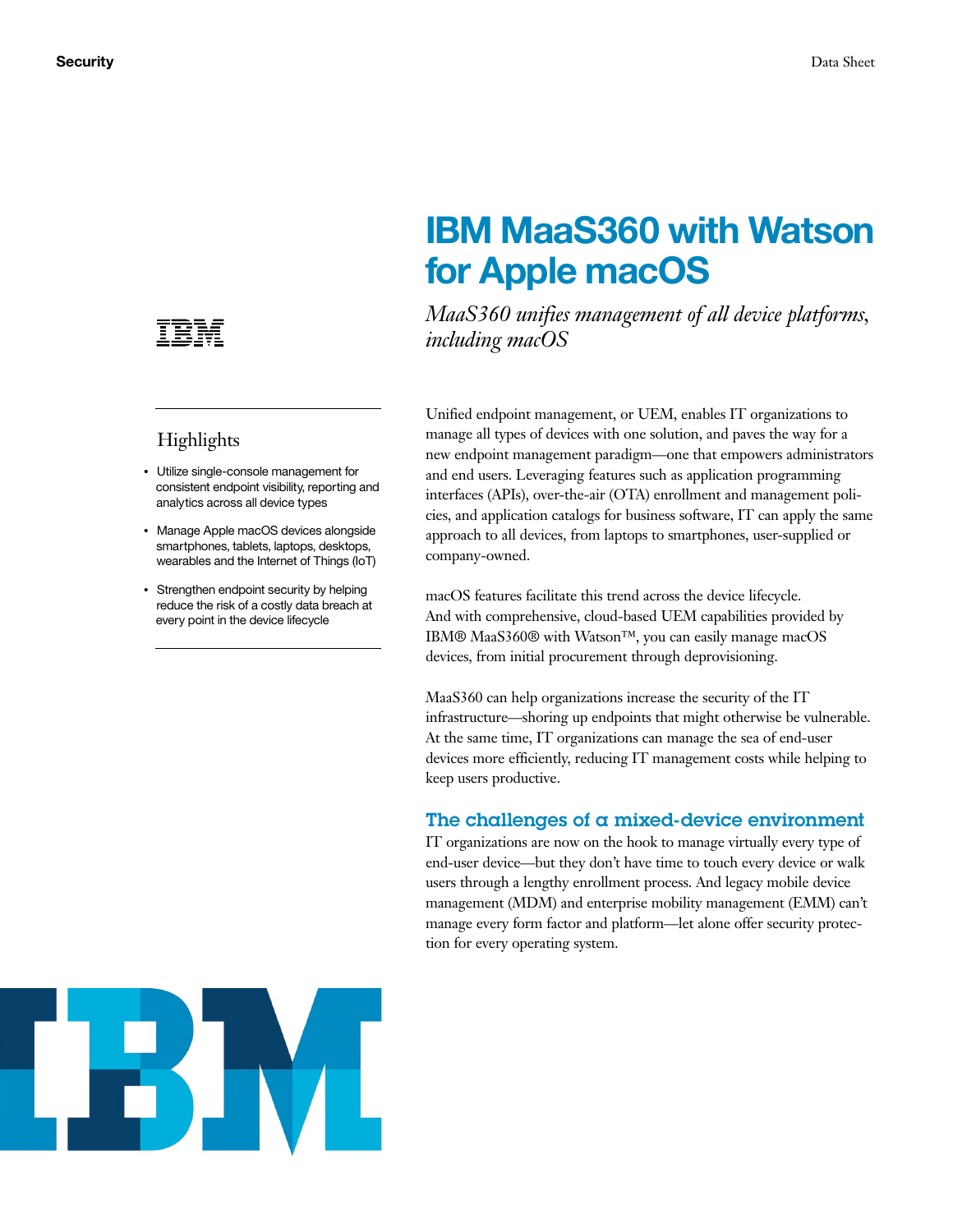# IBM MaaS360 with Watson for Apple macOS

*MaaS360 unifies management of all device platforms, including macOS*

## Highlights

- Utilize single-console management for consistent endpoint visibility, reporting and analytics across all device types
- Manage Apple macOS devices alongside smartphones, tablets, laptops, desktops, wearables and the Internet of Things (IoT)
- Strengthen endpoint security by helping reduce the risk of a costly data breach at every point in the device lifecycle

Unified endpoint management, or UEM, enables IT organizations to manage all types of devices with one solution, and paves the way for a new endpoint management paradigm—one that empowers administrators and end users. Leveraging features such as application programming interfaces (APIs), over-the-air (OTA) enrollment and management policies, and application catalogs for business software, IT can apply the same approach to all devices, from laptops to smartphones, user-supplied or company-owned.

macOS features facilitate this trend across the device lifecycle. And with comprehensive, cloud-based UEM capabilities provided by IBM® MaaS360® with Watson™, you can easily manage macOS devices, from initial procurement through deprovisioning.

MaaS360 can help organizations increase the security of the IT infrastructure—shoring up endpoints that might otherwise be vulnerable. At the same time, IT organizations can manage the sea of end-user devices more efficiently, reducing IT management costs while helping to keep users productive.

## The challenges of a mixed-device environment

IT organizations are now on the hook to manage virtually every type of end-user device—but they don't have time to touch every device or walk users through a lengthy enrollment process. And legacy mobile device management (MDM) and enterprise mobility management (EMM) can't manage every form factor and platform—let alone offer security protection for every operating system.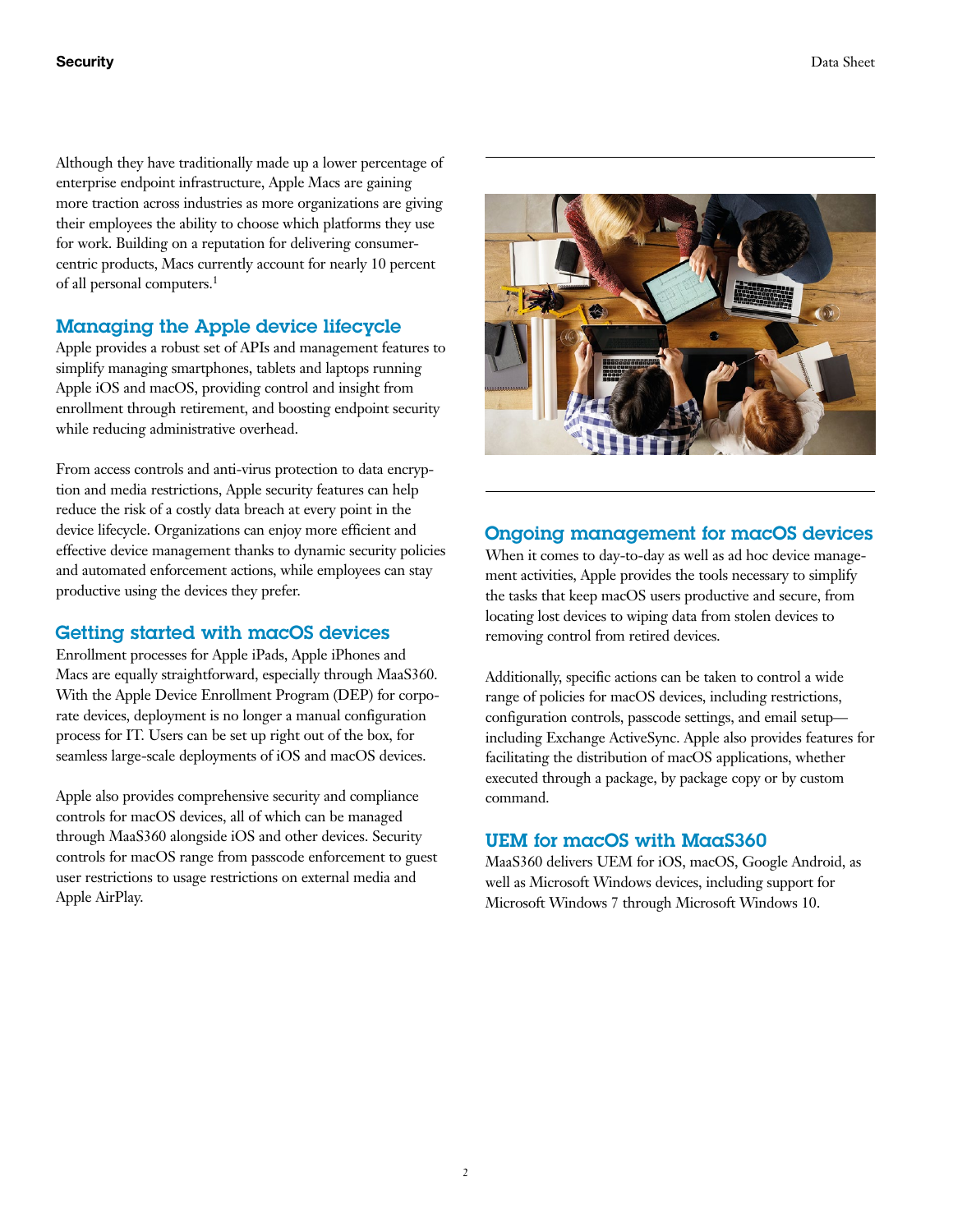Although they have traditionally made up a lower percentage of enterprise endpoint infrastructure, Apple Macs are gaining more traction across industries as more organizations are giving their employees the ability to choose which platforms they use for work. Building on a reputation for delivering consumer-centric products, Macs currently account for nearly 10 percent of all personal computers.[1]

## Managing the Apple device lifecycle

Apple provides a robust set of APIs and management features to simplify managing smartphones, tablets and laptops running Apple iOS and macOS, providing control and insight from enrollment through retirement, and boosting endpoint security while reducing administrative overhead.

From access controls and anti-virus protection to data encryption and media restrictions, Apple security features can help reduce the risk of a costly data breach at every point in the device lifecycle. Organizations can enjoy more efficient and effective device management thanks to dynamic security policies and automated enforcement actions, while employees can stay productive using the devices they prefer.

## Getting started with macOS devices

Enrollment processes for Apple iPads, Apple iPhones and Macs are equally straightforward, especially through MaaS360. With the Apple Device Enrollment Program (DEP) for corporate devices, deployment is no longer a manual configuration process for IT. Users can be set up right out of the box, for seamless large-scale deployments of iOS and macOS devices.

Apple also provides comprehensive security and compliance controls for macOS devices, all of which can be managed through MaaS360 alongside iOS and other devices. Security controls for macOS range from passcode enforcement to guest user restrictions to usage restrictions on external media and Apple AirPlay.

## Ongoing management for macOS devices

When it comes to day-to-day as well as ad hoc device management activities, Apple provides the tools necessary to simplify the tasks that keep macOS users productive and secure, from locating lost devices to wiping data from stolen devices to removing control from retired devices.

Additionally, specific actions can be taken to control a wide range of policies for macOS devices, including restrictions, configuration controls, passcode settings, and email setup—including Exchange ActiveSync. Apple also provides features for facilitating the distribution of macOS applications, whether executed through a package, by package copy or by custom command.

## UEM for macOS with MaaS360

MaaS360 delivers UEM for iOS, macOS, Google Android, as well as Microsoft Windows devices, including support for Microsoft Windows 7 through Microsoft Windows 10.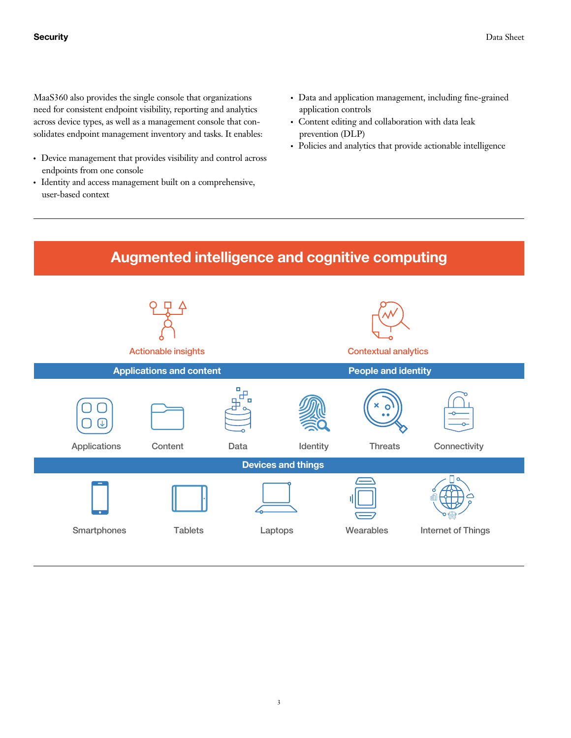MaaS360 also provides the single console that organizations need for consistent endpoint visibility, reporting and analytics across device types, as well as a management console that consolidates endpoint management inventory and tasks. It enables:

- Device management that provides visibility and control across endpoints from one console
- Identity and access management built on a comprehensive, user-based context
- Data and application management, including fine-grained application controls
- Content editing and collaboration with data leak prevention (DLP)
- Policies and analytics that provide actionable intelligence

## Augmented intelligence and cognitive computing

Actionable insights

Contextual analytics

**Applications and content**

Applications

Content

Data

**People and identity**

Identity

Threats

Connectivity

**Devices and things**

Smartphones

Tablets

Laptops

Wearables

Internet of Things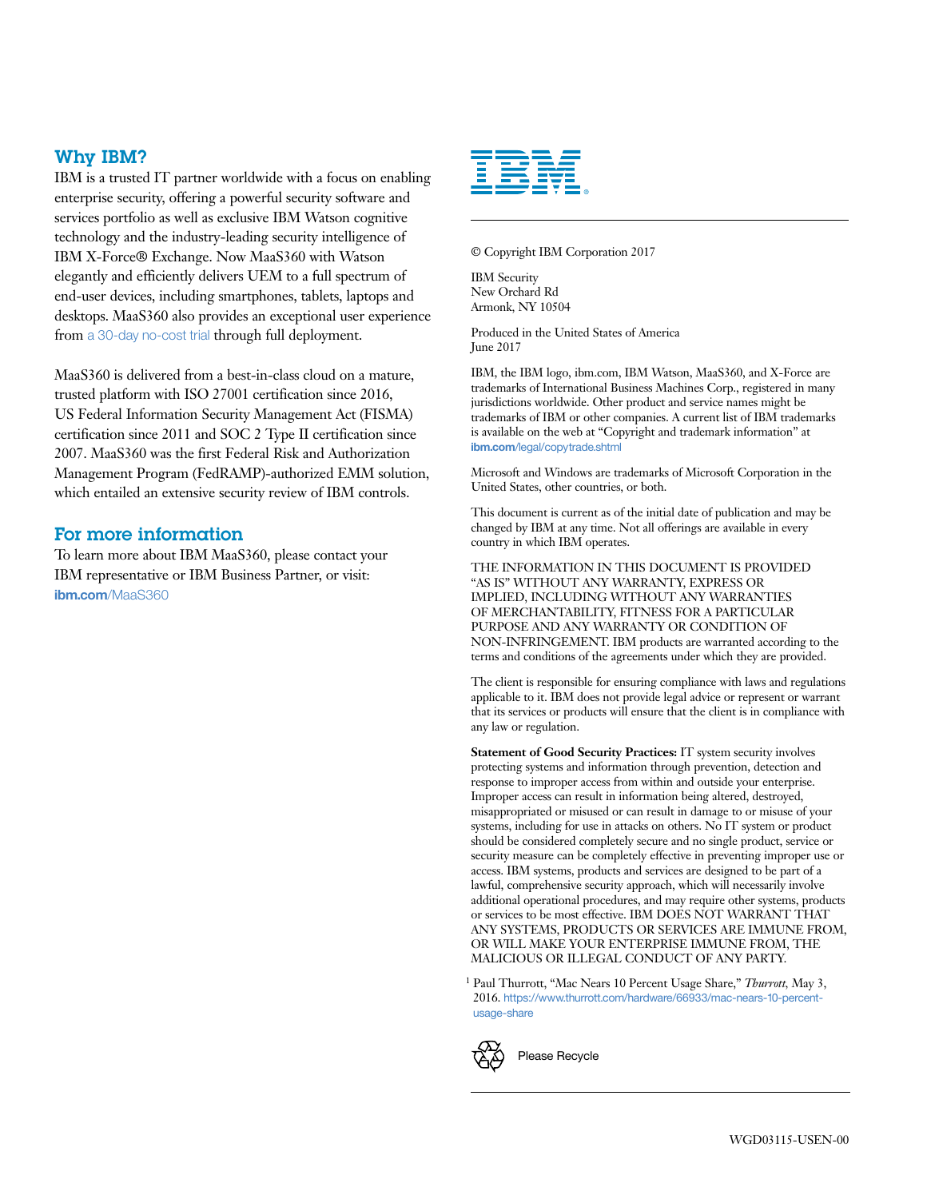## Why IBM?

IBM is a trusted IT partner worldwide with a focus on enabling enterprise security, offering a powerful security software and services portfolio as well as exclusive IBM Watson cognitive technology and the industry-leading security intelligence of IBM X-Force® Exchange. Now MaaS360 with Watson elegantly and efficiently delivers UEM to a full spectrum of end-user devices, including smartphones, tablets, laptops and desktops. MaaS360 also provides an exceptional user experience from a 30-day no-cost trial through full deployment.

MaaS360 is delivered from a best-in-class cloud on a mature, trusted platform with ISO 27001 certification since 2016, US Federal Information Security Management Act (FISMA) certification since 2011 and SOC 2 Type II certification since 2007. MaaS360 was the first Federal Risk and Authorization Management Program (FedRAMP)-authorized EMM solution, which entailed an extensive security review of IBM controls.

## For more information

To learn more about IBM MaaS360, please contact your IBM representative or IBM Business Partner, or visit: **ibm.com**/MaaS360

© Copyright IBM Corporation 2017

IBM Security
New Orchard Rd
Armonk, NY 10504

Produced in the United States of America
June 2017

IBM, the IBM logo, ibm.com, IBM Watson, MaaS360, and X-Force are trademarks of International Business Machines Corp., registered in many jurisdictions worldwide. Other product and service names might be trademarks of IBM or other companies. A current list of IBM trademarks is available on the web at "Copyright and trademark information" at **ibm.com**/legal/copytrade.shtml

Microsoft and Windows are trademarks of Microsoft Corporation in the United States, other countries, or both.

This document is current as of the initial date of publication and may be changed by IBM at any time. Not all offerings are available in every country in which IBM operates.

THE INFORMATION IN THIS DOCUMENT IS PROVIDED "AS IS" WITHOUT ANY WARRANTY, EXPRESS OR IMPLIED, INCLUDING WITHOUT ANY WARRANTIES OF MERCHANTABILITY, FITNESS FOR A PARTICULAR PURPOSE AND ANY WARRANTY OR CONDITION OF NON-INFRINGEMENT. IBM products are warranted according to the terms and conditions of the agreements under which they are provided.

The client is responsible for ensuring compliance with laws and regulations applicable to it. IBM does not provide legal advice or represent or warrant that its services or products will ensure that the client is in compliance with any law or regulation.

**Statement of Good Security Practices:** IT system security involves protecting systems and information through prevention, detection and response to improper access from within and outside your enterprise. Improper access can result in information being altered, destroyed, misappropriated or misused or can result in damage to or misuse of your systems, including for use in attacks on others. No IT system or product should be considered completely secure and no single product, service or security measure can be completely effective in preventing improper use or access. IBM systems, products and services are designed to be part of a lawful, comprehensive security approach, which will necessarily involve additional operational procedures, and may require other systems, products or services to be most effective. IBM DOES NOT WARRANT THAT ANY SYSTEMS, PRODUCTS OR SERVICES ARE IMMUNE FROM, OR WILL MAKE YOUR ENTERPRISE IMMUNE FROM, THE MALICIOUS OR ILLEGAL CONDUCT OF ANY PARTY.

[1] Paul Thurrott, "Mac Nears 10 Percent Usage Share," *Thurrott*, May 3, 2016. https://www.thurrott.com/hardware/66933/mac-nears-10-percent-usage-share

Please Recycle

WGD03115-USEN-00